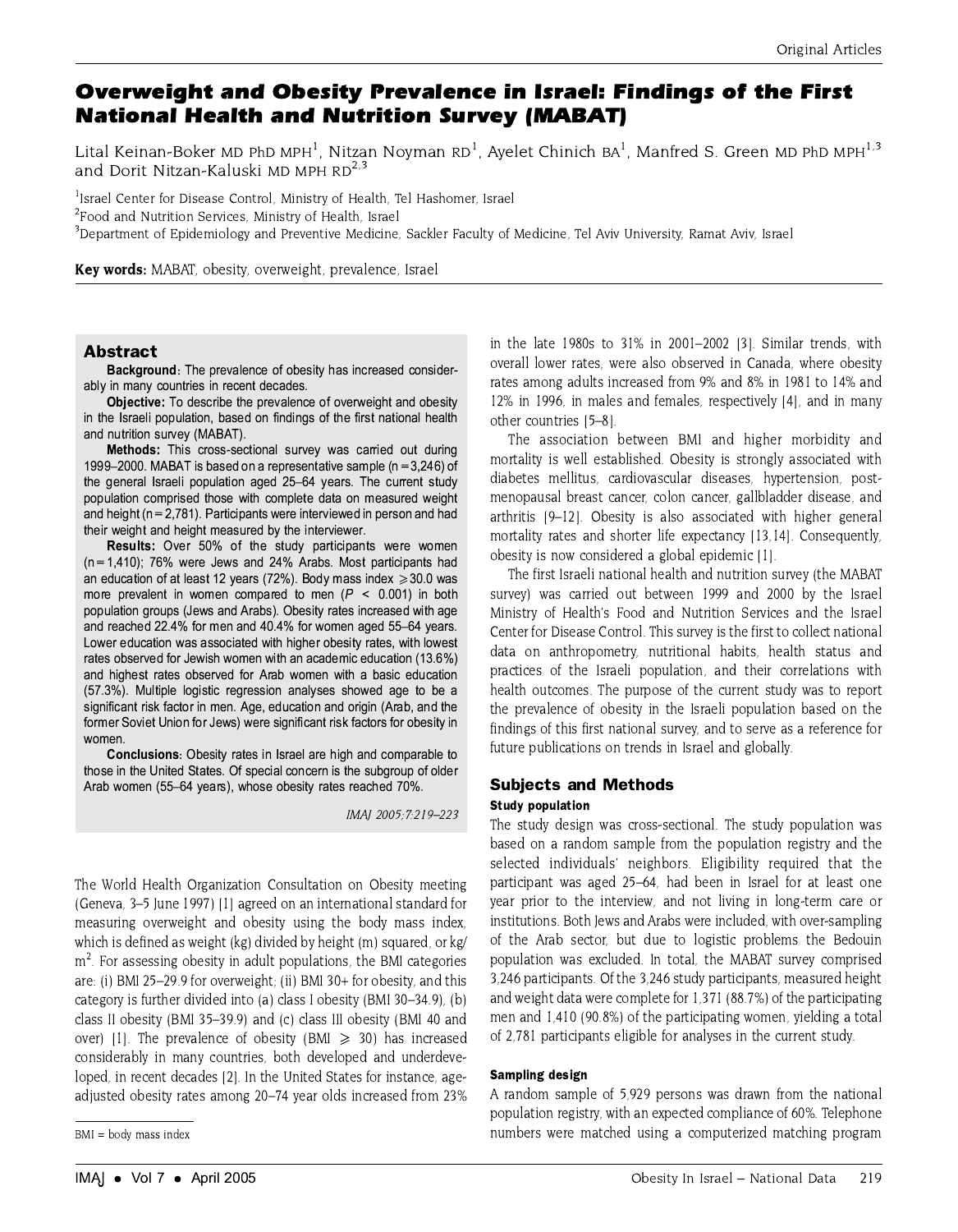Original Articles

# Overweight and Obesity Prevalence in Israel: Findings of the First National Health and Nutrition Survey (MABAT)

Lital Keinan-Boker MD PhD MPH[1], Nitzan Noyman RD[1], Ayelet Chinich BA[1], Manfred S. Green MD PhD MPH[1,3] and Dorit Nitzan-Kaluski MD MPH RD[2,3]

[1]Israel Center for Disease Control, Ministry of Health, Tel Hashomer, Israel
[2]Food and Nutrition Services, Ministry of Health, Israel
[3]Department of Epidemiology and Preventive Medicine, Sackler Faculty of Medicine, Tel Aviv University, Ramat Aviv, Israel

**Key words:** MABAT, obesity, overweight, prevalence, Israel

## Abstract

**Background:** The prevalence of obesity has increased considerably in many countries in recent decades.

**Objective:** To describe the prevalence of overweight and obesity in the Israeli population, based on findings of the first national health and nutrition survey (MABAT).

**Methods:** This cross-sectional survey was carried out during 1999–2000. MABAT is based on a representative sample (n = 3,246) of the general Israeli population aged 25–64 years. The current study population comprised those with complete data on measured weight and height (n = 2,781). Participants were interviewed in person and had their weight and height measured by the interviewer.

**Results:** Over 50% of the study participants were women (n = 1,410); 76% were Jews and 24% Arabs. Most participants had an education of at least 12 years (72%). Body mass index $\geqslant 30.0$ was more prevalent in women compared to men ($P < 0.001$) in both population groups (Jews and Arabs). Obesity rates increased with age and reached 22.4% for men and 40.4% for women aged 55–64 years. Lower education was associated with higher obesity rates, with lowest rates observed for Jewish women with an academic education (13.6%) and highest rates observed for Arab women with a basic education (57.3%). Multiple logistic regression analyses showed age to be a significant risk factor in men. Age, education and origin (Arab, and the former Soviet Union for Jews) were significant risk factors for obesity in women.

**Conclusions:** Obesity rates in Israel are high and comparable to those in the United States. Of special concern is the subgroup of older Arab women (55–64 years), whose obesity rates reached 70%.

*IMAJ 2005;7:219–223*

The World Health Organization Consultation on Obesity meeting (Geneva, 3–5 June 1997) [1] agreed on an international standard for measuring overweight and obesity using the body mass index, which is defined as weight (kg) divided by height (m) squared, or kg/m$^2$. For assessing obesity in adult populations, the BMI categories are: (i) BMI 25–29.9 for overweight; (ii) BMI 30+ for obesity, and this category is further divided into (a) class I obesity (BMI 30–34.9), (b) class II obesity (BMI 35–39.9) and (c) class III obesity (BMI 40 and over) [1]. The prevalence of obesity (BMI $\geqslant$ 30) has increased considerably in many countries, both developed and underdeveloped, in recent decades [2]. In the United States for instance, age-adjusted obesity rates among 20–74 year olds increased from 23% in the late 1980s to 31% in 2001–2002 [3]. Similar trends, with overall lower rates, were also observed in Canada, where obesity rates among adults increased from 9% and 8% in 1981 to 14% and 12% in 1996, in males and females, respectively [4], and in many other countries [5–8].

The association between BMI and higher morbidity and mortality is well established. Obesity is strongly associated with diabetes mellitus, cardiovascular diseases, hypertension, post-menopausal breast cancer, colon cancer, gallbladder disease, and arthritis [9–12]. Obesity is also associated with higher general mortality rates and shorter life expectancy [13,14]. Consequently, obesity is now considered a global epidemic [1].

The first Israeli national health and nutrition survey (the MABAT survey) was carried out between 1999 and 2000 by the Israel Ministry of Health's Food and Nutrition Services and the Israel Center for Disease Control. This survey is the first to collect national data on anthropometry, nutritional habits, health status and practices of the Israeli population, and their correlations with health outcomes. The purpose of the current study was to report the prevalence of obesity in the Israeli population based on the findings of this first national survey, and to serve as a reference for future publications on trends in Israel and globally.

## Subjects and Methods

### Study population

The study design was cross-sectional. The study population was based on a random sample from the population registry and the selected individuals' neighbors. Eligibility required that the participant was aged 25–64, had been in Israel for at least one year prior to the interview, and not living in long-term care or institutions. Both Jews and Arabs were included, with over-sampling of the Arab sector, but due to logistic problems the Bedouin population was excluded. In total, the MABAT survey comprised 3,246 participants. Of the 3,246 study participants, measured height and weight data were complete for 1,371 (88.7%) of the participating men and 1,410 (90.8%) of the participating women, yielding a total of 2,781 participants eligible for analyses in the current study.

### Sampling design

A random sample of 5,929 persons was drawn from the national population registry, with an expected compliance of 60%. Telephone numbers were matched using a computerized matching program

BMI = body mass index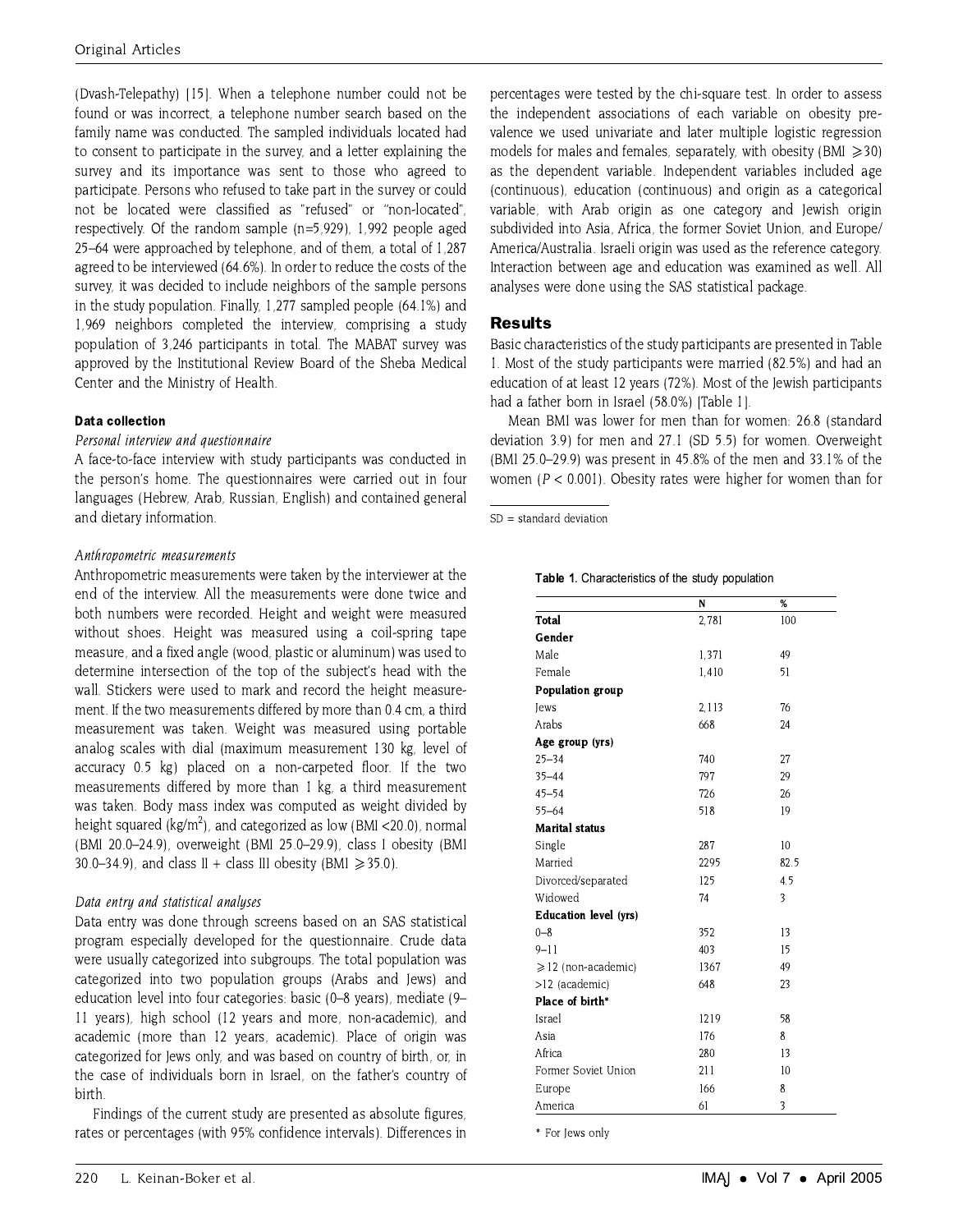(Dvash-Telepathy) [15]. When a telephone number could not be found or was incorrect, a telephone number search based on the family name was conducted. The sampled individuals located had to consent to participate in the survey, and a letter explaining the survey and its importance was sent to those who agreed to participate. Persons who refused to take part in the survey or could not be located were classified as "refused" or "non-located", respectively. Of the random sample (n=5,929), 1,992 people aged 25–64 were approached by telephone, and of them, a total of 1,287 agreed to be interviewed (64.6%). In order to reduce the costs of the survey, it was decided to include neighbors of the sample persons in the study population. Finally, 1,277 sampled people (64.1%) and 1,969 neighbors completed the interview, comprising a study population of 3,246 participants in total. The MABAT survey was approved by the Institutional Review Board of the Sheba Medical Center and the Ministry of Health.

### Data collection

*Personal interview and questionnaire*

A face-to-face interview with study participants was conducted in the person's home. The questionnaires were carried out in four languages (Hebrew, Arab, Russian, English) and contained general and dietary information.

*Anthropometric measurements*

Anthropometric measurements were taken by the interviewer at the end of the interview. All the measurements were done twice and both numbers were recorded. Height and weight were measured without shoes. Height was measured using a coil-spring tape measure, and a fixed angle (wood, plastic or aluminum) was used to determine intersection of the top of the subject's head with the wall. Stickers were used to mark and record the height measurement. If the two measurements differed by more than 0.4 cm, a third measurement was taken. Weight was measured using portable analog scales with dial (maximum measurement 130 kg, level of accuracy 0.5 kg) placed on a non-carpeted floor. If the two measurements differed by more than 1 kg, a third measurement was taken. Body mass index was computed as weight divided by height squared (kg/m$^2$), and categorized as low (BMI <20.0), normal (BMI 20.0–24.9), overweight (BMI 25.0–29.9), class I obesity (BMI 30.0–34.9), and class II + class III obesity (BMI $\geqslant$35.0).

*Data entry and statistical analyses*

Data entry was done through screens based on an SAS statistical program especially developed for the questionnaire. Crude data were usually categorized into subgroups. The total population was categorized into two population groups (Arabs and Jews) and education level into four categories: basic (0–8 years), mediate (9–11 years), high school (12 years and more, non-academic), and academic (more than 12 years, academic). Place of origin was categorized for Jews only, and was based on country of birth, or, in the case of individuals born in Israel, on the father's country of birth.

Findings of the current study are presented as absolute figures, rates or percentages (with 95% confidence intervals). Differences in percentages were tested by the chi-square test. In order to assess the independent associations of each variable on obesity prevalence we used univariate and later multiple logistic regression models for males and females, separately, with obesity (BMI $\geqslant$30) as the dependent variable. Independent variables included age (continuous), education (continuous) and origin as a categorical variable, with Arab origin as one category and Jewish origin subdivided into Asia, Africa, the former Soviet Union, and Europe/America/Australia. Israeli origin was used as the reference category. Interaction between age and education was examined as well. All analyses were done using the SAS statistical package.

## Results

Basic characteristics of the study participants are presented in Table 1. Most of the study participants were married (82.5%) and had an education of at least 12 years (72%). Most of the Jewish participants had a father born in Israel (58.0%) [Table 1].

Mean BMI was lower for men than for women: 26.8 (standard deviation 3.9) for men and 27.1 (SD 5.5) for women. Overweight (BMI 25.0–29.9) was present in 45.8% of the men and 33.1% of the women ($P$ < 0.001). Obesity rates were higher for women than for

SD = standard deviation

**Table 1.** Characteristics of the study population

| | N | % |
|---|---|---|
| **Total** | 2,781 | 100 |
| **Gender** | | |
| Male | 1,371 | 49 |
| Female | 1,410 | 51 |
| **Population group** | | |
| Jews | 2,113 | 76 |
| Arabs | 668 | 24 |
| **Age group (yrs)** | | |
| 25–34 | 740 | 27 |
| 35–44 | 797 | 29 |
| 45–54 | 726 | 26 |
| 55–64 | 518 | 19 |
| **Marital status** | | |
| Single | 287 | 10 |
| Married | 2295 | 82.5 |
| Divorced/separated | 125 | 4.5 |
| Widowed | 74 | 3 |
| **Education level (yrs)** | | |
| 0–8 | 352 | 13 |
| 9–11 | 403 | 15 |
| $\geqslant$12 (non-academic) | 1367 | 49 |
| >12 (academic) | 648 | 23 |
| **Place of birth*** | | |
| Israel | 1219 | 58 |
| Asia | 176 | 8 |
| Africa | 280 | 13 |
| Former Soviet Union | 211 | 10 |
| Europe | 166 | 8 |
| America | 61 | 3 |

* For Jews only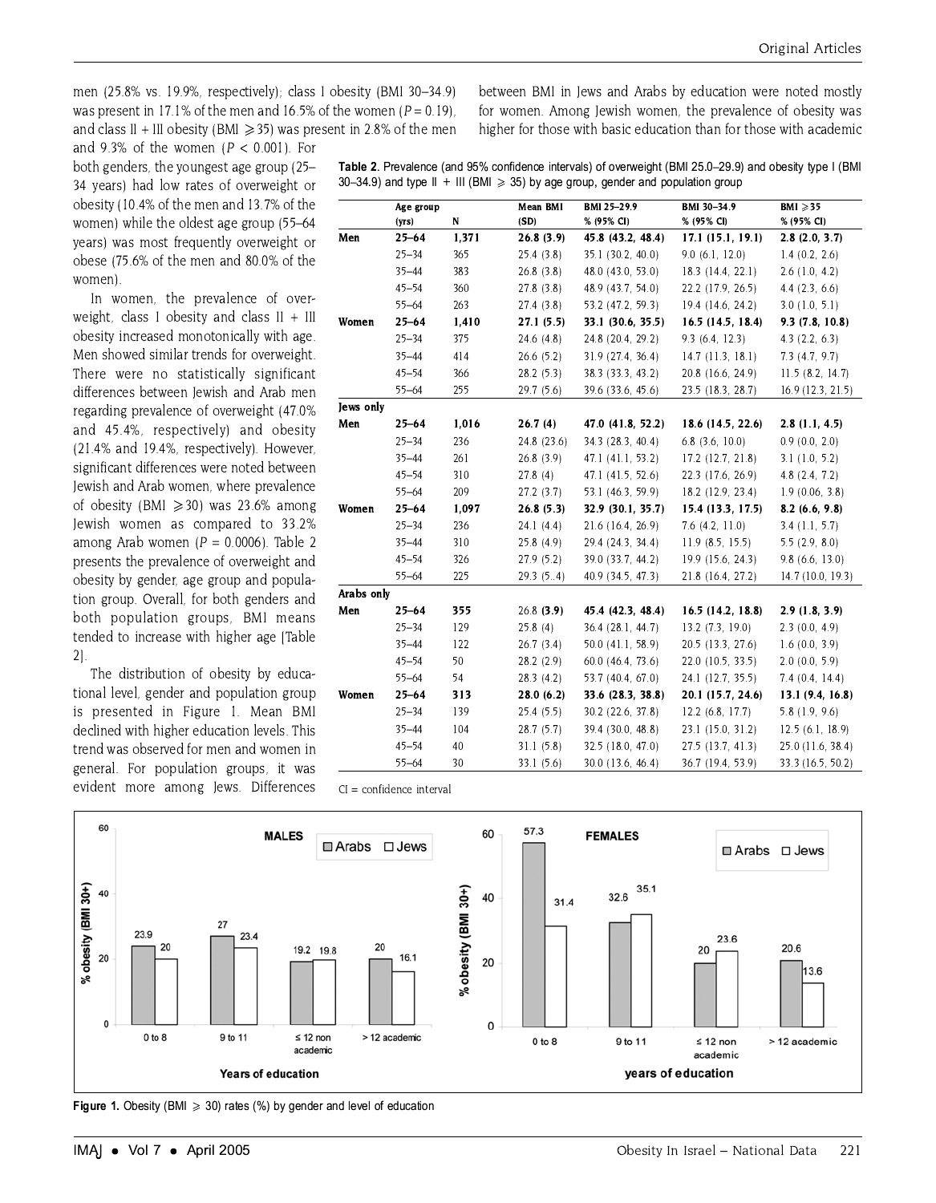men (25.8% vs. 19.9%, respectively); class I obesity (BMI 30–34.9) was present in 17.1% of the men and 16.5% of the women ($P = 0.19$), and class II + III obesity (BMI ⩾35) was present in 2.8% of the men and 9.3% of the women ($P < 0.001$). For both genders, the youngest age group (25–34 years) had low rates of overweight or obesity (10.4% of the men and 13.7% of the women) while the oldest age group (55–64 years) was most frequently overweight or obese (75.6% of the men and 80.0% of the women).

In women, the prevalence of overweight, class I obesity and class II + III obesity increased monotonically with age. Men showed similar trends for overweight. There were no statistically significant differences between Jewish and Arab men regarding prevalence of overweight (47.0% and 45.4%, respectively) and obesity (21.4% and 19.4%, respectively). However, significant differences were noted between Jewish and Arab women, where prevalence of obesity (BMI ⩾30) was 23.6% among Jewish women as compared to 33.2% among Arab women ($P = 0.0006$). Table 2 presents the prevalence of overweight and obesity by gender, age group and population group. Overall, for both genders and both population groups, BMI means tended to increase with higher age [Table 2].

The distribution of obesity by educational level, gender and population group is presented in Figure 1. Mean BMI declined with higher education levels. This trend was observed for men and women in general. For population groups, it was evident more among Jews. Differences between BMI in Jews and Arabs by education were noted mostly for women. Among Jewish women, the prevalence of obesity was higher for those with basic education than for those with academic

**Table 2.** Prevalence (and 95% confidence intervals) of overweight (BMI 25.0–29.9) and obesity type I (BMI 30–34.9) and type II + III (BMI ⩾ 35) by age group, gender and population group

| | Age group (yrs) | N | Mean BMI (SD) | BMI 25–29.9 % (95% CI) | BMI 30–34.9 % (95% CI) | BMI ⩾35 % (95% CI) |
|---|---|---|---|---|---|---|
| **Men** | **25–64** | **1,371** | **26.8 (3.9)** | **45.8 (43.2, 48.4)** | **17.1 (15.1, 19.1)** | **2.8 (2.0, 3.7)** |
| | 25–34 | 365 | 25.4 (3.8) | 35.1 (30.2, 40.0) | 9.0 (6.1, 12.0) | 1.4 (0.2, 2.6) |
| | 35–44 | 383 | 26.8 (3.8) | 48.0 (43.0, 53.0) | 18.3 (14.4, 22.1) | 2.6 (1.0, 4.2) |
| | 45–54 | 360 | 27.8 (3.8) | 48.9 (43.7, 54.0) | 22.2 (17.9, 26.5) | 4.4 (2.3, 6.6) |
| | 55–64 | 263 | 27.4 (3.8) | 53.2 (47.2, 59.3) | 19.4 (14.6, 24.2) | 3.0 (1.0, 5.1) |
| **Women** | **25–64** | **1,410** | **27.1 (5.5)** | **33.1 (30.6, 35.5)** | **16.5 (14.5, 18.4)** | **9.3 (7.8, 10.8)** |
| | 25–34 | 375 | 24.6 (4.8) | 24.8 (20.4, 29.2) | 9.3 (6.4, 12.3) | 4.3 (2.2, 6.3) |
| | 35–44 | 414 | 26.6 (5.2) | 31.9 (27.4, 36.4) | 14.7 (11.3, 18.1) | 7.3 (4.7, 9.7) |
| | 45–54 | 366 | 28.2 (5.3) | 38.3 (33.3, 43.2) | 20.8 (16.6, 24.9) | 11.5 (8.2, 14.7) |
| | 55–64 | 255 | 29.7 (5.6) | 39.6 (33.6, 45.6) | 23.5 (18.3, 28.7) | 16.9 (12.3, 21.5) |
| **Jews only** | | | | | | |
| **Men** | **25–64** | **1,016** | **26.7 (4)** | **47.0 (41.8, 52.2)** | **18.6 (14.5, 22.6)** | **2.8 (1.1, 4.5)** |
| | 25–34 | 236 | 24.8 (23.6) | 34.3 (28.3, 40.4) | 6.8 (3.6, 10.0) | 0.9 (0.0, 2.0) |
| | 35–44 | 261 | 26.8 (3.9) | 47.1 (41.1, 53.2) | 17.2 (12.7, 21.8) | 3.1 (1.0, 5.2) |
| | 45–54 | 310 | 27.8 (4) | 47.1 (41.6, 52.6) | 22.3 (17.6, 26.9) | 4.8 (2.4, 7.2) |
| | 55–64 | 209 | 27.2 (3.7) | 53.1 (46.3, 59.9) | 18.2 (12.9, 23.4) | 1.9 (0.06, 3.8) |
| **Women** | **25–64** | **1,097** | **26.8 (5.3)** | **32.9 (30.1, 35.7)** | **15.4 (13.3, 17.5)** | **8.2 (6.6, 9.8)** |
| | 25–34 | 236 | 24.1 (4.4) | 21.6 (16.4, 26.9) | 7.6 (4.2, 11.0) | 3.4 (1.1, 5.7) |
| | 35–44 | 310 | 25.8 (4.9) | 29.4 (24.3, 34.4) | 11.9 (8.5, 15.5) | 5.5 (2.9, 8.0) |
| | 45–54 | 326 | 27.9 (5.2) | 39.0 (33.7, 44.2) | 19.9 (15.6, 24.3) | 9.8 (6.6, 13.0) |
| | 55–64 | 225 | 29.3 (5..4) | 40.9 (34.5, 47.3) | 21.8 (16.4, 27.2) | 14.7 (10.0, 19.3) |
| **Arabs only** | | | | | | |
| **Men** | **25–64** | **355** | 26.8 **(3.9)** | **45.4 (42.3, 48.4)** | **16.5 (14.2, 18.8)** | **2.9 (1.8, 3.9)** |
| | 25–34 | 129 | 25.8 (4) | 36.4 (28.1, 44.7) | 13.2 (7.3, 19.0) | 2.3 (0.0, 4.9) |
| | 35–44 | 122 | 26.7 (3.4) | 50.0 (41.1, 58.9) | 20.5 (13.3, 27.6) | 1.6 (0.0, 3.9) |
| | 45–54 | 50 | 28.2 (2.9) | 60.0 (46.4, 73.6) | 22.0 (10.5, 33.5) | 2.0 (0.0, 5.9) |
| | 55–64 | 54 | 28.3 (4.2) | 53.7 (40.4, 67.0) | 24.1 (12.7, 35.5) | 7.4 (0.4, 14.4) |
| **Women** | **25–64** | **313** | **28.0 (6.2)** | **33.6 (28.3, 38.8)** | **20.1 (15.7, 24.6)** | **13.1 (9.4, 16.8)** |
| | 25–34 | 139 | 25.4 (5.5) | 30.2 (22.6, 37.8) | 12.2 (6.8, 17.7) | 5.8 (1.9, 9.6) |
| | 35–44 | 104 | 28.7 (5.7) | 39.4 (30.0, 48.8) | 23.1 (15.0, 31.2) | 12.5 (6.1, 18.9) |
| | 45–54 | 40 | 31.1 (5.8) | 32.5 (18.0, 47.0) | 27.5 (13.7, 41.3) | 25.0 (11.6, 38.4) |
| | 55–64 | 30 | 33.1 (5.6) | 30.0 (13.6, 46.4) | 36.7 (19.4, 53.9) | 33.3 (16.5, 50.2) |

CI = confidence interval

**Figure 1.** Obesity (BMI ⩾ 30) rates (%) by gender and level of education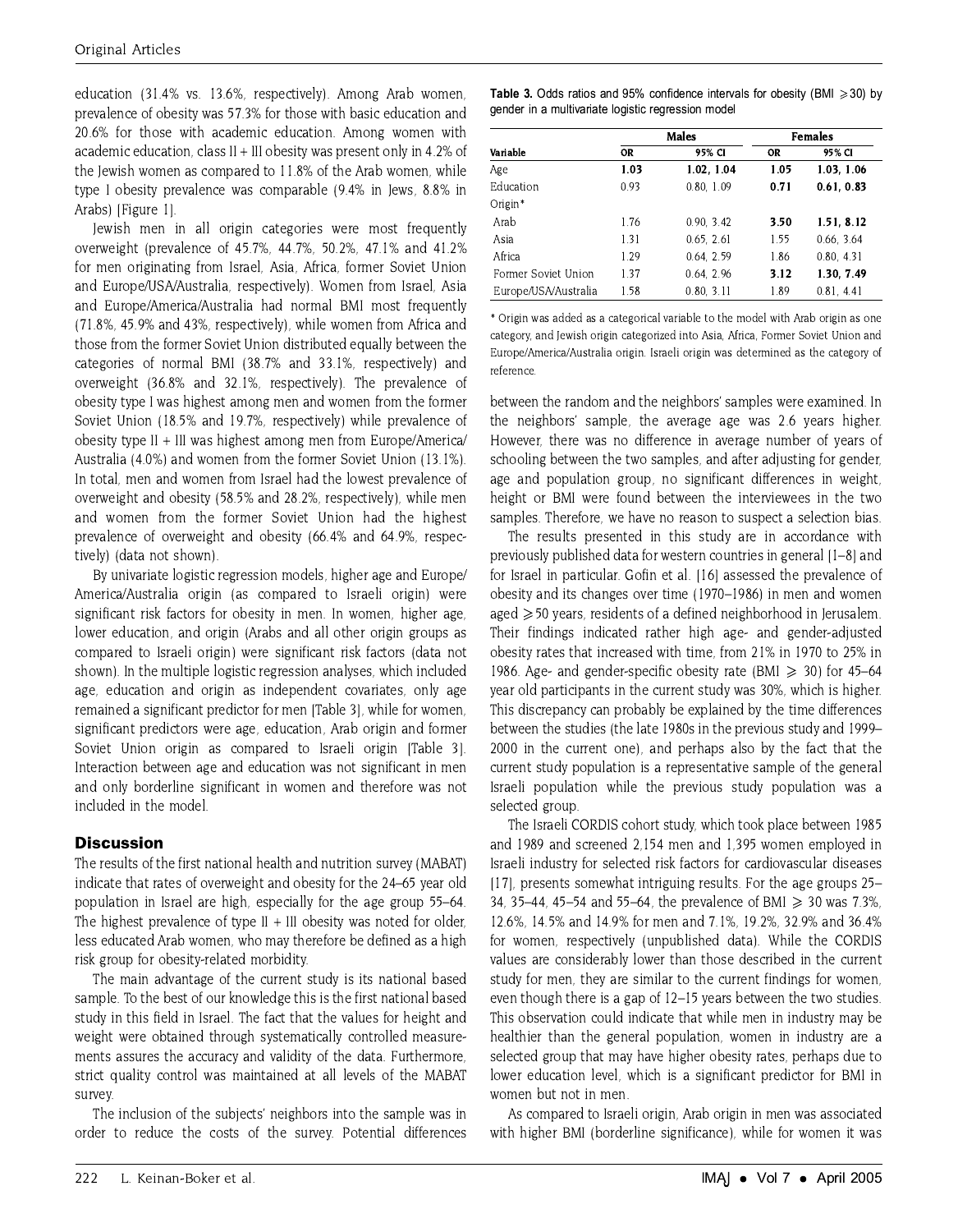education (31.4% vs. 13.6%, respectively). Among Arab women, prevalence of obesity was 57.3% for those with basic education and 20.6% for those with academic education. Among women with academic education, class II + III obesity was present only in 4.2% of the Jewish women as compared to 11.8% of the Arab women, while type I obesity prevalence was comparable (9.4% in Jews, 8.8% in Arabs) [Figure 1].

Jewish men in all origin categories were most frequently overweight (prevalence of 45.7%, 44.7%, 50.2%, 47.1% and 41.2% for men originating from Israel, Asia, Africa, former Soviet Union and Europe/USA/Australia, respectively). Women from Israel, Asia and Europe/America/Australia had normal BMI most frequently (71.8%, 45.9% and 43%, respectively), while women from Africa and those from the former Soviet Union distributed equally between the categories of normal BMI (38.7% and 33.1%, respectively) and overweight (36.8% and 32.1%, respectively). The prevalence of obesity type I was highest among men and women from the former Soviet Union (18.5% and 19.7%, respectively) while prevalence of obesity type II + III was highest among men from Europe/America/Australia (4.0%) and women from the former Soviet Union (13.1%). In total, men and women from Israel had the lowest prevalence of overweight and obesity (58.5% and 28.2%, respectively), while men and women from the former Soviet Union had the highest prevalence of overweight and obesity (66.4% and 64.9%, respectively) (data not shown).

By univariate logistic regression models, higher age and Europe/America/Australia origin (as compared to Israeli origin) were significant risk factors for obesity in men. In women, higher age, lower education, and origin (Arabs and all other origin groups as compared to Israeli origin) were significant risk factors (data not shown). In the multiple logistic regression analyses, which included age, education and origin as independent covariates, only age remained a significant predictor for men [Table 3], while for women, significant predictors were age, education, Arab origin and former Soviet Union origin as compared to Israeli origin [Table 3]. Interaction between age and education was not significant in men and only borderline significant in women and therefore was not included in the model.

**Table 3.** Odds ratios and 95% confidence intervals for obesity (BMI $\geqslant$30) by gender in a multivariate logistic regression model

| | Males | | Females | |
|---|---|---|---|---|
| Variable | OR | 95% CI | OR | 95% CI |
| Age | **1.03** | **1.02, 1.04** | **1.05** | **1.03, 1.06** |
| Education | 0.93 | 0.80, 1.09 | **0.71** | **0.61, 0.83** |
| Origin* | | | | |
| Arab | 1.76 | 0.90, 3.42 | **3.50** | **1.51, 8.12** |
| Asia | 1.31 | 0.65, 2.61 | 1.55 | 0.66, 3.64 |
| Africa | 1.29 | 0.64, 2.59 | 1.86 | 0.80, 4.31 |
| Former Soviet Union | 1.37 | 0.64, 2.96 | **3.12** | **1.30, 7.49** |
| Europe/USA/Australia | 1.58 | 0.80, 3.11 | 1.89 | 0.81, 4.41 |

* Origin was added as a categorical variable to the model with Arab origin as one category, and Jewish origin categorized into Asia, Africa, Former Soviet Union and Europe/America/Australia origin. Israeli origin was determined as the category of reference.

## Discussion

The results of the first national health and nutrition survey (MABAT) indicate that rates of overweight and obesity for the 24–65 year old population in Israel are high, especially for the age group 55–64. The highest prevalence of type II + III obesity was noted for older, less educated Arab women, who may therefore be defined as a high risk group for obesity-related morbidity.

The main advantage of the current study is its national based sample. To the best of our knowledge this is the first national based study in this field in Israel. The fact that the values for height and weight were obtained through systematically controlled measurements assures the accuracy and validity of the data. Furthermore, strict quality control was maintained at all levels of the MABAT survey.

The inclusion of the subjects' neighbors into the sample was in order to reduce the costs of the survey. Potential differences between the random and the neighbors' samples were examined. In the neighbors' sample, the average age was 2.6 years higher. However, there was no difference in average number of years of schooling between the two samples, and after adjusting for gender, age and population group, no significant differences in weight, height or BMI were found between the interviewees in the two samples. Therefore, we have no reason to suspect a selection bias.

The results presented in this study are in accordance with previously published data for western countries in general [1–8] and for Israel in particular. Gofin et al. [16] assessed the prevalence of obesity and its changes over time (1970–1986) in men and women aged $\geqslant$50 years, residents of a defined neighborhood in Jerusalem. Their findings indicated rather high age- and gender-adjusted obesity rates that increased with time, from 21% in 1970 to 25% in 1986. Age- and gender-specific obesity rate (BMI $\geqslant$ 30) for 45–64 year old participants in the current study was 30%, which is higher. This discrepancy can probably be explained by the time differences between the studies (the late 1980s in the previous study and 1999–2000 in the current one), and perhaps also by the fact that the current study population is a representative sample of the general Israeli population while the previous study population was a selected group.

The Israeli CORDIS cohort study, which took place between 1985 and 1989 and screened 2,154 men and 1,395 women employed in Israeli industry for selected risk factors for cardiovascular diseases [17], presents somewhat intriguing results. For the age groups 25–34, 35–44, 45–54 and 55–64, the prevalence of BMI $\geqslant$ 30 was 7.3%, 12.6%, 14.5% and 14.9% for men and 7.1%, 19.2%, 32.9% and 36.4% for women, respectively (unpublished data). While the CORDIS values are considerably lower than those described in the current study for men, they are similar to the current findings for women, even though there is a gap of 12–15 years between the two studies. This observation could indicate that while men in industry may be healthier than the general population, women in industry are a selected group that may have higher obesity rates, perhaps due to lower education level, which is a significant predictor for BMI in women but not in men.

As compared to Israeli origin, Arab origin in men was associated with higher BMI (borderline significance), while for women it was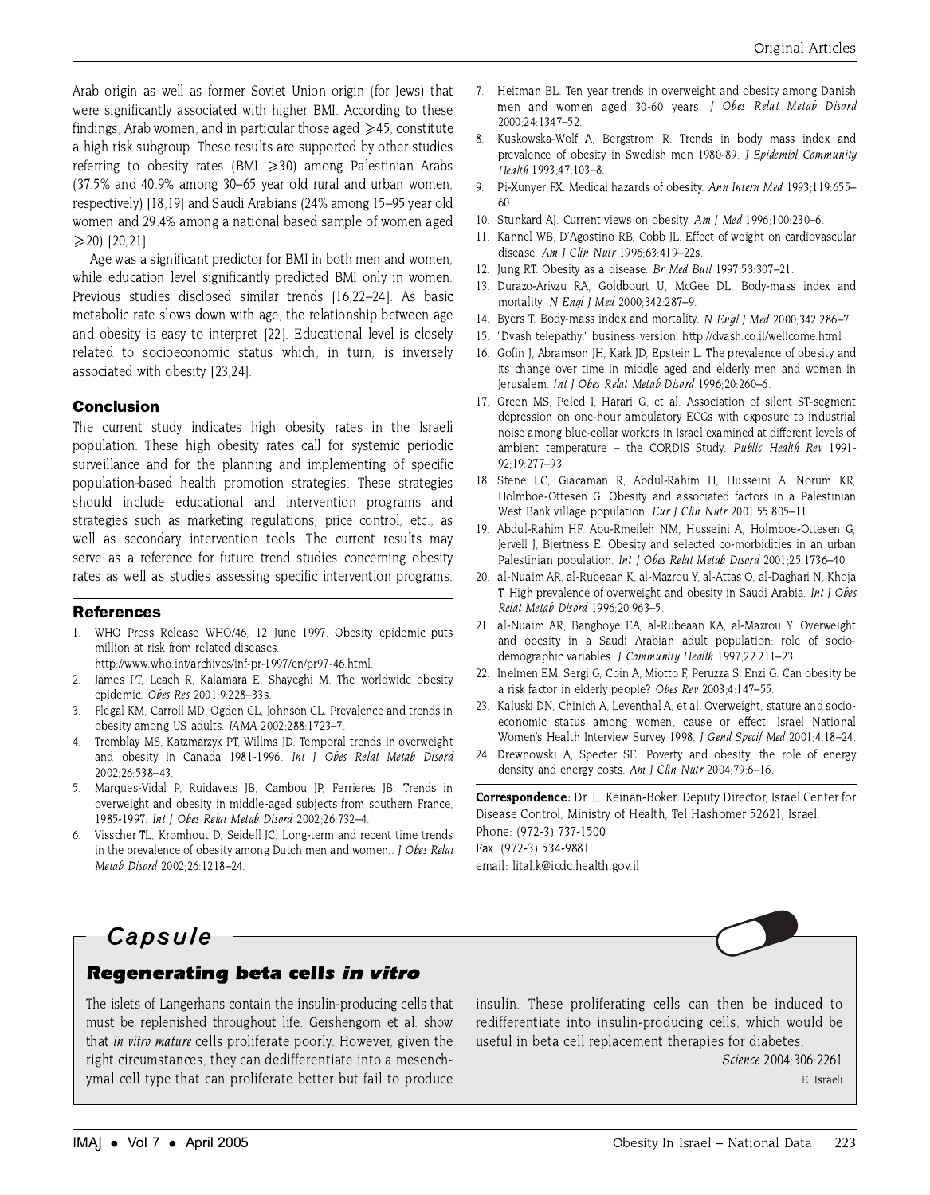Arab origin as well as former Soviet Union origin (for Jews) that were significantly associated with higher BMI. According to these findings, Arab women, and in particular those aged ≥45, constitute a high risk subgroup. These results are supported by other studies referring to obesity rates (BMI ≥30) among Palestinian Arabs (37.5% and 40.9% among 30–65 year old rural and urban women, respectively) [18,19] and Saudi Arabians (24% among 15–95 year old women and 29.4% among a national based sample of women aged ≥20) [20,21].

Age was a significant predictor for BMI in both men and women, while education level significantly predicted BMI only in women. Previous studies disclosed similar trends [16,22–24]. As basic metabolic rate slows down with age, the relationship between age and obesity is easy to interpret [22]. Educational level is closely related to socioeconomic status which, in turn, is inversely associated with obesity [23,24].

## Conclusion

The current study indicates high obesity rates in the Israeli population. These high obesity rates call for systemic periodic surveillance and for the planning and implementing of specific population-based health promotion strategies. These strategies should include educational and intervention programs and strategies such as marketing regulations, price control, etc., as well as secondary intervention tools. The current results may serve as a reference for future trend studies concerning obesity rates as well as studies assessing specific intervention programs.

## References

1. WHO Press Release WHO/46, 12 June 1997. Obesity epidemic puts million at risk from related diseases. http://www.who.int/archives/inf-pr-1997/en/pr97-46.html.
2. James PT, Leach R, Kalamara E, Shayeghi M. The worldwide obesity epidemic. *Obes Res* 2001;9:228–33s.
3. Flegal KM, Carroll MD, Ogden CL, Johnson CL. Prevalence and trends in obesity among US adults. *JAMA* 2002;288:1723–7.
4. Tremblay MS, Katzmarzyk PT, Willms JD. Temporal trends in overweight and obesity in Canada 1981-1996. *Int J Obes Relat Metab Disord* 2002;26:538–43.
5. Marques-Vidal P, Ruidavets JB, Cambou JP, Ferrieres JB. Trends in overweight and obesity in middle-aged subjects from southern France, 1985-1997. *Int J Obes Relat Metab Disord* 2002;26:732–4.
6. Visscher TL, Kromhout D, Seidell JC. Long-term and recent time trends in the prevalence of obesity among Dutch men and women.. *J Obes Relat Metab Disord* 2002;26:1218–24.
7. Heitman BL. Ten year trends in overweight and obesity among Danish men and women aged 30-60 years. *J Obes Relat Metab Disord* 2000;24:1347–52.
8. Kuskowska-Wolf A, Bergstrom R. Trends in body mass index and prevalence of obesity in Swedish men 1980-89. *J Epidemiol Community Health* 1993;47:103–8.
9. Pi-Xunyer FX. Medical hazards of obesity. *Ann Intern Med* 1993;119:655–60.
10. Stunkard AJ. Current views on obesity. *Am J Med* 1996;100:230–6.
11. Kannel WB, D'Agostino RB, Cobb JL. Effect of weight on cardiovascular disease. *Am J Clin Nutr* 1996;63:419–22s.
12. Jung RT. Obesity as a disease. *Br Med Bull* 1997;53:307–21.
13. Durazo-Arivzu RA, Goldbourt U, McGee DL. Body-mass index and mortality. *N Engl J Med* 2000;342:287–9.
14. Byers T. Body-mass index and mortality. *N Engl J Med* 2000;342:286–7.
15. "Dvash telepathy," business version, http://dvash.co.il/wellcome.html
16. Gofin J, Abramson JH, Kark JD, Epstein L. The prevalence of obesity and its change over time in middle aged and elderly men and women in Jerusalem. *Int J Obes Relat Metab Disord* 1996;20:260–6.
17. Green MS, Peled I, Harari G, et al. Association of silent ST-segment depression on one-hour ambulatory ECGs with exposure to industrial noise among blue-collar workers in Israel examined at different levels of ambient temperature – the CORDIS Study. *Public Health Rev* 1991-92;19:277–93.
18. Stene LC, Giacaman R, Abdul-Rahim H, Husseini A, Norum KR, Holmboe-Ottesen G. Obesity and associated factors in a Palestinian West Bank village population. *Eur J Clin Nutr* 2001;55:805–11.
19. Abdul-Rahim HF, Abu-Rmeileh NM, Husseini A, Holmboe-Ottesen G, Jervell J, Bjertness E. Obesity and selected co-morbidities in an urban Palestinian population. *Int J Obes Relat Metab Disord* 2001;25:1736–40.
20. al-Nuaim AR, al-Rubeaan K, al-Mazrou Y, al-Attas O, al-Daghari N, Khoja T. High prevalence of overweight and obesity in Saudi Arabia. *Int J Obes Relat Metab Disord* 1996;20:963–5.
21. al-Nuaim AR, Bangboye EA, al-Rubeaan KA, al-Mazrou Y. Overweight and obesity in a Saudi Arabian adult population: role of socio-demographic variables. *J Community Health* 1997;22:211–23.
22. Inelmen EM, Sergi G, Coin A, Miotto F, Peruzza S, Enzi G. Can obesity be a risk factor in elderly people? *Obes Rev* 2003;4:147–55.
23. Kaluski DN, Chinich A, Leventhal A, et al. Overweight, stature and socio-economic status among women, cause or effect: Israel National Women's Health Interview Survey 1998. *J Gend Specif Med* 2001;4:18–24.
24. Drewnowski A, Specter SE. Poverty and obesity: the role of energy density and energy costs. *Am J Clin Nutr* 2004;79:6–16.

**Correspondence:** Dr. L. Keinan-Boker, Deputy Director, Israel Center for Disease Control, Ministry of Health, Tel Hashomer 52621, Israel.
Phone: (972-3) 737-1500
Fax: (972-3) 534-9881
email: lital.k@icdc.health.gov.il

## Capsule

### Regenerating beta cells *in vitro*

The islets of Langerhans contain the insulin-producing cells that must be replenished throughout life. Gershengorn et al. show that *in vitro mature* cells proliferate poorly. However, given the right circumstances, they can dedifferentiate into a mesenchymal cell type that can proliferate better but fail to produce insulin. These proliferating cells can then be induced to redifferentiate into insulin-producing cells, which would be useful in beta cell replacement therapies for diabetes.

*Science* 2004;306:2261

E. Israeli